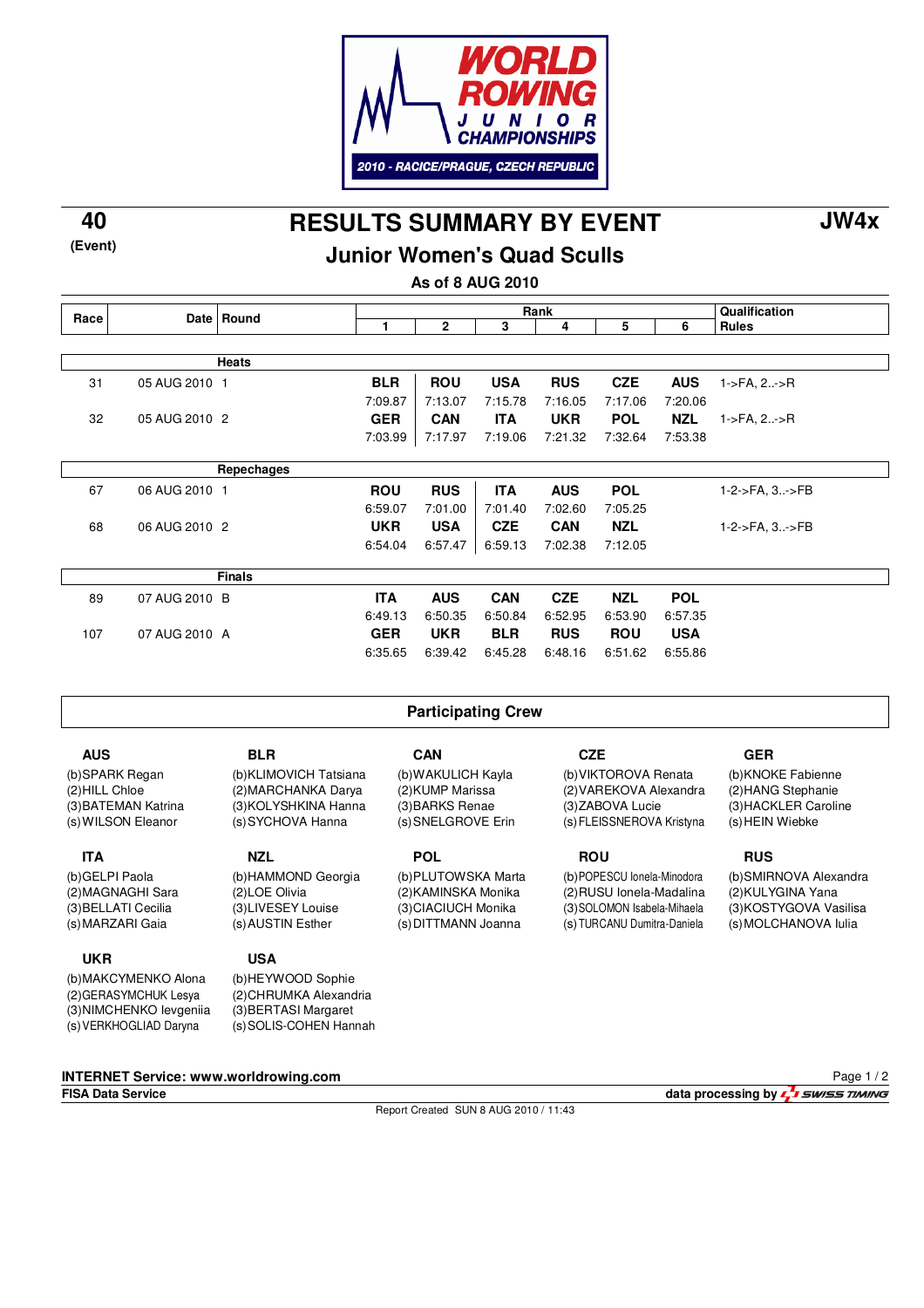# WORLD ROWING JUNIOR CHAMPIONSHIPS

**2010 - RACICE/PRAGUE, CZECH REPUBLIC**

**40** (Event)

# RESULTS SUMMARY BY EVENT

**JW4x**

## Junior Women's Quad Sculls

**As of 8 AUG 2010**

| Race | Date | Round | Rank 1 | 2 | 3 | 4 | 5 | 6 | Qualification Rules |
|---|---|---|---|---|---|---|---|---|---|
| | | **Heats** | | | | | | | |
| 31 | 05 AUG 2010 | 1 | **BLR** | **ROU** | **USA** | **RUS** | **CZE** | **AUS** | 1->FA, 2..->R |
| | | | 7:09.87 | 7:13.07 | 7:15.78 | 7:16.05 | 7:17.06 | 7:20.06 | |
| 32 | 05 AUG 2010 | 2 | **GER** | **CAN** | **ITA** | **UKR** | **POL** | **NZL** | 1->FA, 2..->R |
| | | | 7:03.99 | 7:17.97 | 7:19.06 | 7:21.32 | 7:32.64 | 7:53.38 | |
| | | **Repechages** | | | | | | | |
| 67 | 06 AUG 2010 | 1 | **ROU** | **RUS** | **ITA** | **AUS** | **POL** | | 1-2->FA, 3..->FB |
| | | | 6:59.07 | 7:01.00 | 7:01.40 | 7:02.60 | 7:05.25 | | |
| 68 | 06 AUG 2010 | 2 | **UKR** | **USA** | **CZE** | **CAN** | **NZL** | | 1-2->FA, 3..->FB |
| | | | 6:54.04 | 6:57.47 | 6:59.13 | 7:02.38 | 7:12.05 | | |
| | | **Finals** | | | | | | | |
| 89 | 07 AUG 2010 | B | **ITA** | **AUS** | **CAN** | **CZE** | **NZL** | **POL** | |
| | | | 6:49.13 | 6:50.35 | 6:50.84 | 6:52.95 | 6:53.90 | 6:57.35 | |
| 107 | 07 AUG 2010 | A | **GER** | **UKR** | **BLR** | **RUS** | **ROU** | **USA** | |
| | | | 6:35.65 | 6:39.42 | 6:45.28 | 6:48.16 | 6:51.62 | 6:55.86 | |

## Participating Crew

**AUS**
(b)SPARK Regan
(2)HILL Chloe
(3)BATEMAN Katrina
(s)WILSON Eleanor

**BLR**
(b)KLIMOVICH Tatsiana
(2)MARCHANKA Darya
(3)KOLYSHKINA Hanna
(s)SYCHOVA Hanna

**CAN**
(b)WAKULICH Kayla
(2)KUMP Marissa
(3)BARKS Renae
(s)SNELGROVE Erin

**CZE**
(b)VIKTOROVA Renata
(2)VAREKOVA Alexandra
(3)ZABOVA Lucie
(s)FLEISSNEROVA Kristyna

**GER**
(b)KNOKE Fabienne
(2)HANG Stephanie
(3)HACKLER Caroline
(s)HEIN Wiebke

**ITA**
(b)GELPI Paola
(2)MAGNAGHI Sara
(3)BELLATI Cecilia
(s)MARZARI Gaia

**NZL**
(b)HAMMOND Georgia
(2)LOE Olivia
(3)LIVESEY Louise
(s)AUSTIN Esther

**POL**
(b)PLUTOWSKA Marta
(2)KAMINSKA Monika
(3)CIACIUCH Monika
(s)DITTMANN Joanna

**ROU**
(b)POPESCU Ionela-Minodora
(2)RUSU Ionela-Madalina
(3)SOLOMON Isabela-Mihaela
(s)TURCANU Dumitra-Daniela

**RUS**
(b)SMIRNOVA Alexandra
(2)KULYGINA Yana
(3)KOSTYGOVA Vasilisa
(s)MOLCHANOVA Iulia

**UKR**
(b)MAKCYMENKO Alona
(2)GERASYMCHUK Lesya
(3)NIMCHENKO Ievgeniia
(s)VERKHOGLIAD Daryna

**USA**
(b)HEYWOOD Sophie
(2)CHRUMKA Alexandria
(3)BERTASI Margaret
(s)SOLIS-COHEN Hannah

**INTERNET Service: www.worldrowing.com**
**FISA Data Service**
**data processing by SWISS TIMING**
Report Created SUN 8 AUG 2010 / 11:43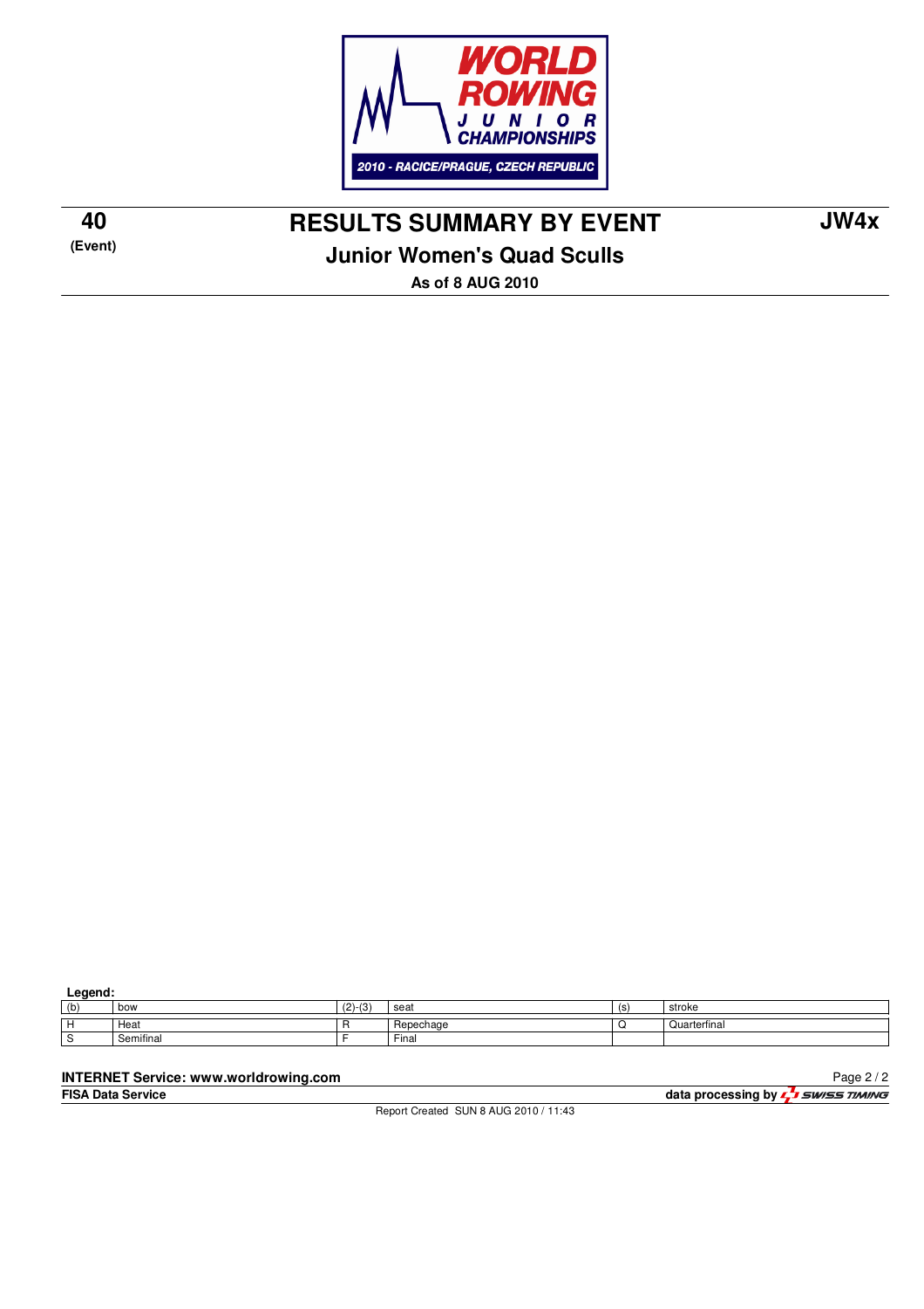40
(Event)

# RESULTS SUMMARY BY EVENT

**JW4x**

## Junior Women's Quad Sculls

**As of 8 AUG 2010**

**Legend:**

| | | | | | |
|---|---|---|---|---|---|
| (b) | bow | (2)-(3) | seat | (s) | stroke |
| H | Heat | R | Repechage | Q | Quarterfinal |
| S | Semifinal | F | Final | | |

**INTERNET Service: www.worldrowing.com**

**FISA Data Service**

**data processing by SWISS TIMING**

Report Created SUN 8 AUG 2010 / 11:43